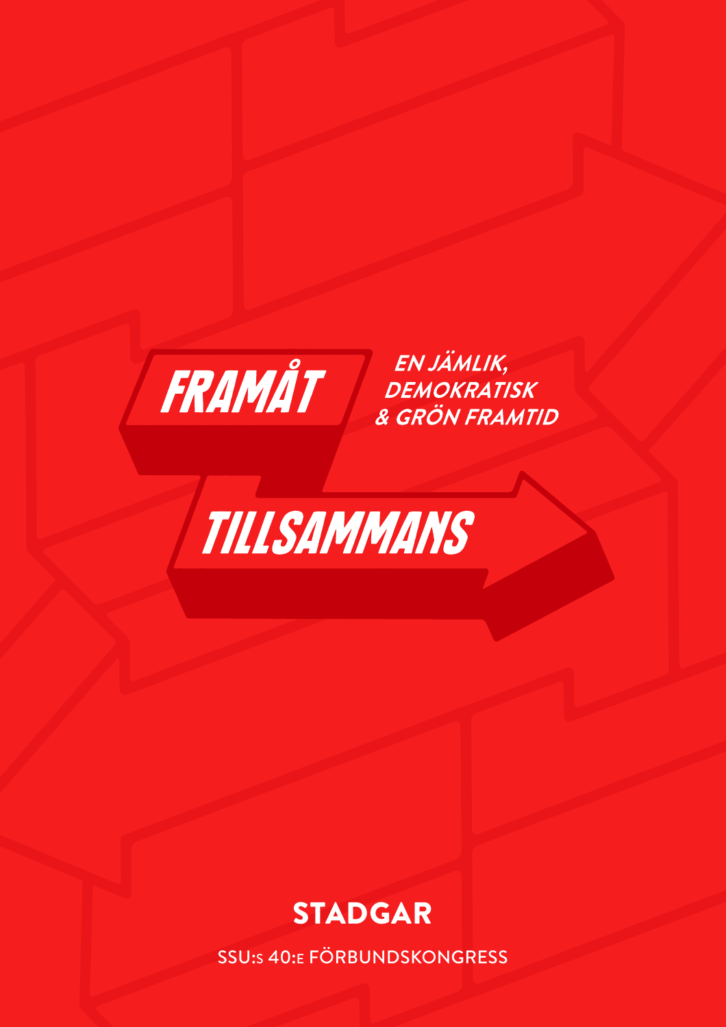# FRAMÅT TILLSAMMANS

**EN JÄMLIK, DEMOKRATISK & GRÖN FRAMTID**

## STADGAR

SSU:s 40:e FÖRBUNDSKONGRESS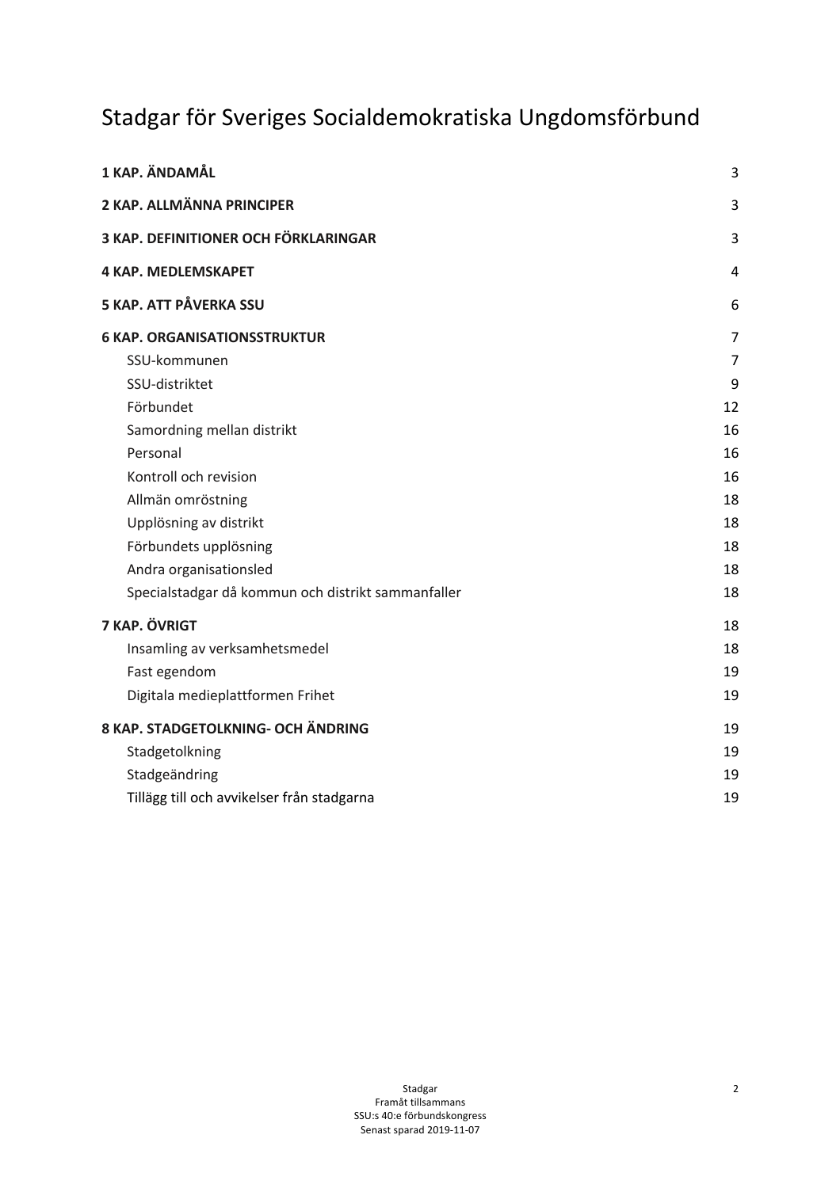# Stadgar för Sveriges Socialdemokratiska Ungdomsförbund

| | |
|---|---|
| **1 KAP. ÄNDAMÅL** | 3 |
| **2 KAP. ALLMÄNNA PRINCIPER** | 3 |
| **3 KAP. DEFINITIONER OCH FÖRKLARINGAR** | 3 |
| **4 KAP. MEDLEMSKAPET** | 4 |
| **5 KAP. ATT PÅVERKA SSU** | 6 |
| **6 KAP. ORGANISATIONSSTRUKTUR** | 7 |
| SSU-kommunen | 7 |
| SSU-distriktet | 9 |
| Förbundet | 12 |
| Samordning mellan distrikt | 16 |
| Personal | 16 |
| Kontroll och revision | 16 |
| Allmän omröstning | 18 |
| Upplösning av distrikt | 18 |
| Förbundets upplösning | 18 |
| Andra organisationsled | 18 |
| Specialstadgar då kommun och distrikt sammanfaller | 18 |
| **7 KAP. ÖVRIGT** | 18 |
| Insamling av verksamhetsmedel | 18 |
| Fast egendom | 19 |
| Digitala medieplattformen Frihet | 19 |
| **8 KAP. STADGETOLKNING- OCH ÄNDRING** | 19 |
| Stadgetolkning | 19 |
| Stadgeändring | 19 |
| Tillägg till och avvikelser från stadgarna | 19 |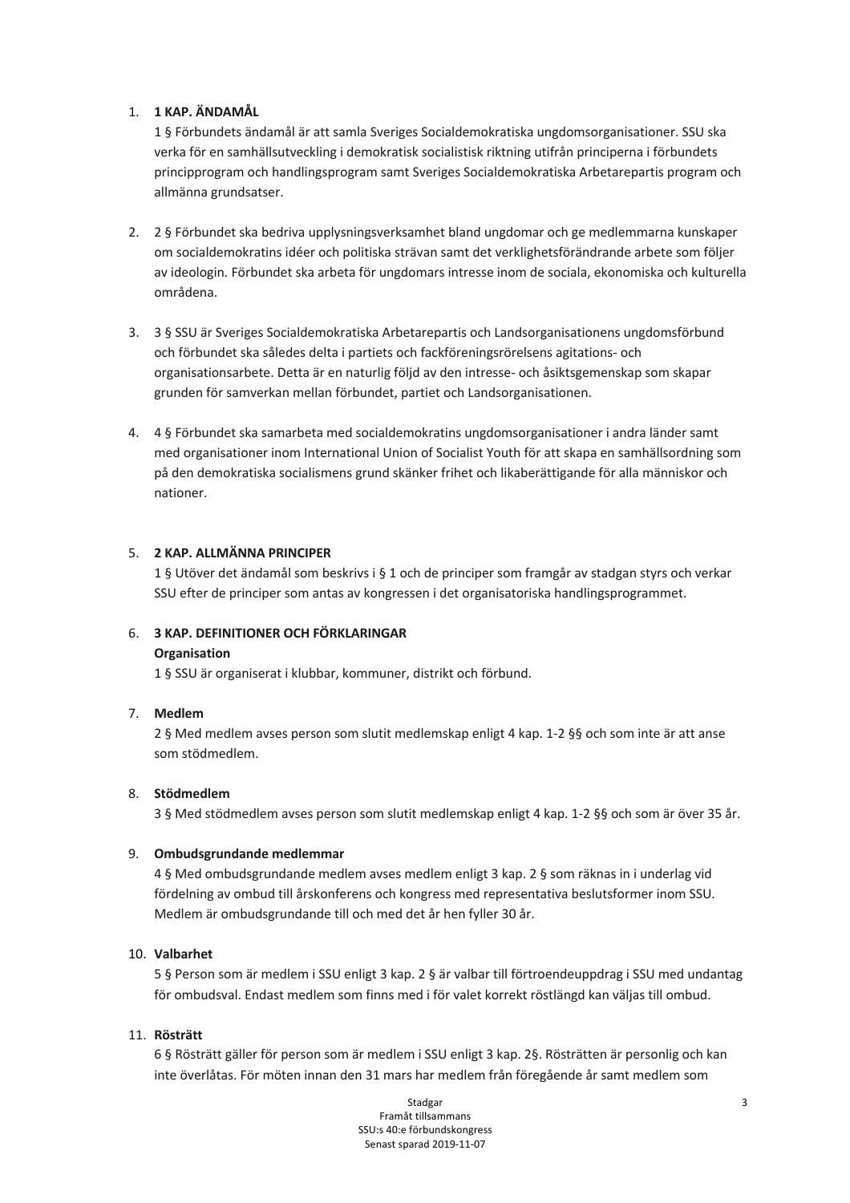1. **1 KAP. ÄNDAMÅL**

   1 § Förbundets ändamål är att samla Sveriges Socialdemokratiska ungdomsorganisationer. SSU ska verka för en samhällsutveckling i demokratisk socialistisk riktning utifrån principerna i förbundets principprogram och handlingsprogram samt Sveriges Socialdemokratiska Arbetarepartis program och allmänna grundsatser.

2. 2 § Förbundet ska bedriva upplysningsverksamhet bland ungdomar och ge medlemmarna kunskaper om socialdemokratins idéer och politiska strävan samt det verklighetsförändrande arbete som följer av ideologin. Förbundet ska arbeta för ungdomars intresse inom de sociala, ekonomiska och kulturella områdena.

3. 3 § SSU är Sveriges Socialdemokratiska Arbetarepartis och Landsorganisationens ungdomsförbund och förbundet ska således delta i partiets och fackföreningsrörelsens agitations- och organisationsarbete. Detta är en naturlig följd av den intresse- och åsiktsgemenskap som skapar grunden för samverkan mellan förbundet, partiet och Landsorganisationen.

4. 4 § Förbundet ska samarbeta med socialdemokratins ungdomsorganisationer i andra länder samt med organisationer inom International Union of Socialist Youth för att skapa en samhällsordning som på den demokratiska socialismens grund skänker frihet och likaberättigande för alla människor och nationer.

5. **2 KAP. ALLMÄNNA PRINCIPER**

   1 § Utöver det ändamål som beskrivs i § 1 och de principer som framgår av stadgan styrs och verkar SSU efter de principer som antas av kongressen i det organisatoriska handlingsprogrammet.

6. **3 KAP. DEFINITIONER OCH FÖRKLARINGAR**

   **Organisation**

   1 § SSU är organiserat i klubbar, kommuner, distrikt och förbund.

7. **Medlem**

   2 § Med medlem avses person som slutit medlemskap enligt 4 kap. 1-2 §§ och som inte är att anse som stödmedlem.

8. **Stödmedlem**

   3 § Med stödmedlem avses person som slutit medlemskap enligt 4 kap. 1-2 §§ och som är över 35 år.

9. **Ombudsgrundande medlemmar**

   4 § Med ombudsgrundande medlem avses medlem enligt 3 kap. 2 § som räknas in i underlag vid fördelning av ombud till årskonferens och kongress med representativa beslutsformer inom SSU. Medlem är ombudsgrundande till och med det år hen fyller 30 år.

10. **Valbarhet**

    5 § Person som är medlem i SSU enligt 3 kap. 2 § är valbar till förtroendeuppdrag i SSU med undantag för ombudsval. Endast medlem som finns med i för valet korrekt röstlängd kan väljas till ombud.

11. **Rösträtt**

    6 § Rösträtt gäller för person som är medlem i SSU enligt 3 kap. 2§. Rösträtten är personlig och kan inte överlåtas. För möten innan den 31 mars har medlem från föregående år samt medlem som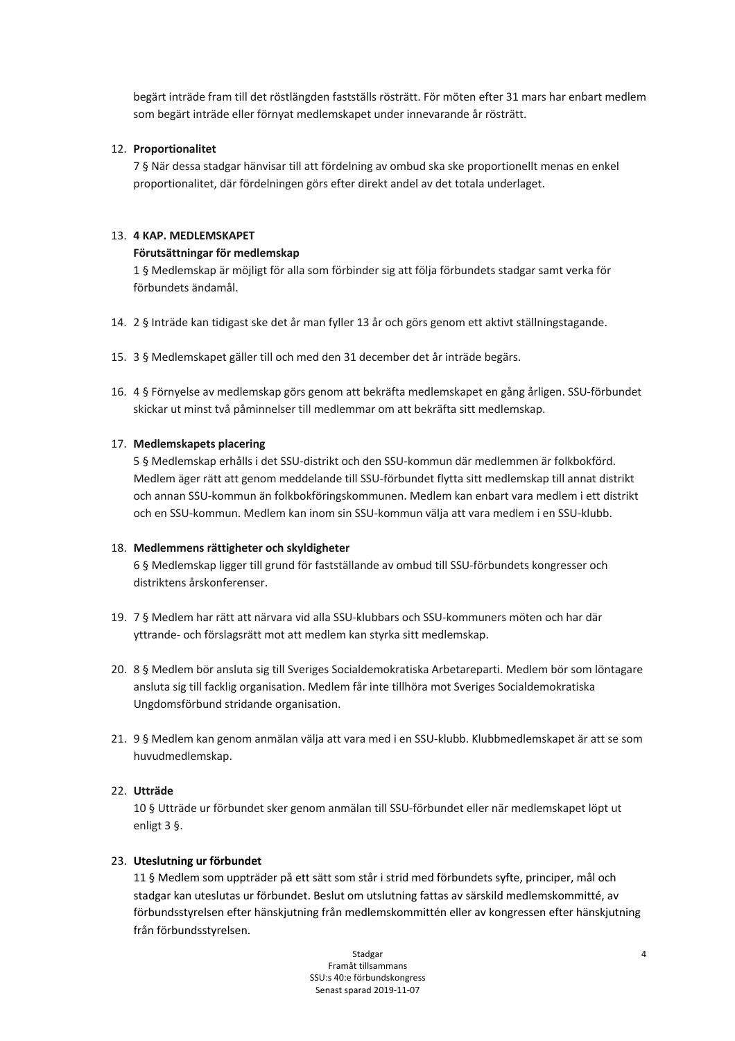begärt inträde fram till det röstlängden fastställs rösträtt. För möten efter 31 mars har enbart medlem som begärt inträde eller förnyat medlemskapet under innevarande år rösträtt.

12. **Proportionalitet**

    7 § När dessa stadgar hänvisar till att fördelning av ombud ska ske proportionellt menas en enkel proportionalitet, där fördelningen görs efter direkt andel av det totala underlaget.

13. **4 KAP. MEDLEMSKAPET**

    **Förutsättningar för medlemskap**

    1 § Medlemskap är möjligt för alla som förbinder sig att följa förbundets stadgar samt verka för förbundets ändamål.

14. 2 § Inträde kan tidigast ske det år man fyller 13 år och görs genom ett aktivt ställningstagande.

15. 3 § Medlemskapet gäller till och med den 31 december det år inträde begärs.

16. 4 § Förnyelse av medlemskap görs genom att bekräfta medlemskapet en gång årligen. SSU-förbundet skickar ut minst två påminnelser till medlemmar om att bekräfta sitt medlemskap.

17. **Medlemskapets placering**

    5 § Medlemskap erhålls i det SSU-distrikt och den SSU-kommun där medlemmen är folkbokförd. Medlem äger rätt att genom meddelande till SSU-förbundet flytta sitt medlemskap till annat distrikt och annan SSU-kommun än folkbokföringskommunen. Medlem kan enbart vara medlem i ett distrikt och en SSU-kommun. Medlem kan inom sin SSU-kommun välja att vara medlem i en SSU-klubb.

18. **Medlemmens rättigheter och skyldigheter**

    6 § Medlemskap ligger till grund för fastställande av ombud till SSU-förbundets kongresser och distriktens årskonferenser.

19. 7 § Medlem har rätt att närvara vid alla SSU-klubbars och SSU-kommuners möten och har där yttrande- och förslagsrätt mot att medlem kan styrka sitt medlemskap.

20. 8 § Medlem bör ansluta sig till Sveriges Socialdemokratiska Arbetareparti. Medlem bör som löntagare ansluta sig till facklig organisation. Medlem får inte tillhöra mot Sveriges Socialdemokratiska Ungdomsförbund stridande organisation.

21. 9 § Medlem kan genom anmälan välja att vara med i en SSU-klubb. Klubbmedlemskapet är att se som huvudmedlemskap.

22. **Utträde**

    10 § Utträde ur förbundet sker genom anmälan till SSU-förbundet eller när medlemskapet löpt ut enligt 3 §.

23. **Uteslutning ur förbundet**

    11 § Medlem som uppträder på ett sätt som står i strid med förbundets syfte, principer, mål och stadgar kan uteslutas ur förbundet. Beslut om utslutning fattas av särskild medlemskommitté, av förbundsstyrelsen efter hänskjutning från medlemskommittén eller av kongressen efter hänskjutning från förbundsstyrelsen.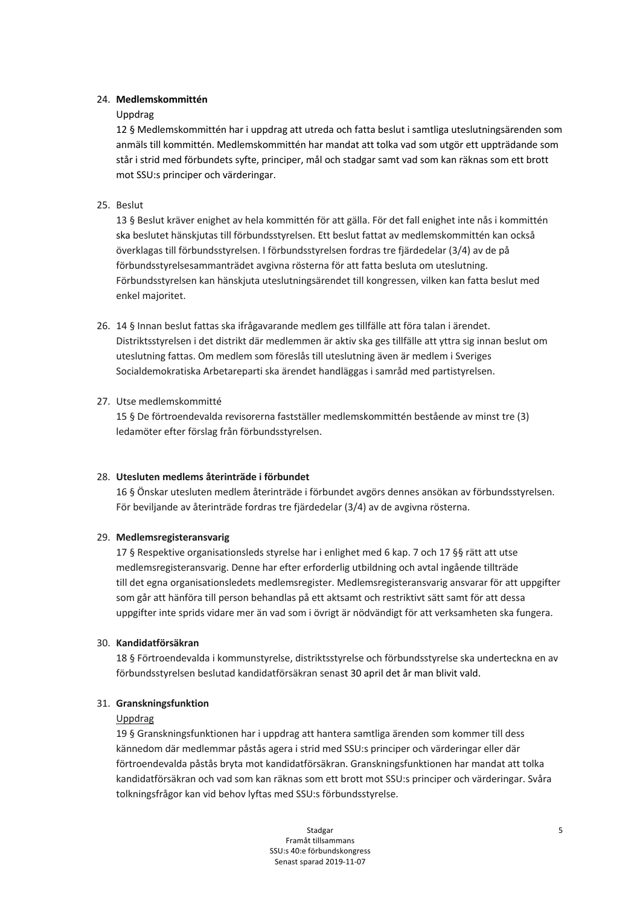24. **Medlemskommittén**

    Uppdrag

    12 § Medlemskommittén har i uppdrag att utreda och fatta beslut i samtliga uteslutningsärenden som anmäls till kommittén. Medlemskommittén har mandat att tolka vad som utgör ett uppträdande som står i strid med förbundets syfte, principer, mål och stadgar samt vad som kan räknas som ett brott mot SSU:s principer och värderingar.

25. Beslut

    13 § Beslut kräver enighet av hela kommittén för att gälla. För det fall enighet inte nås i kommittén ska beslutet hänskjutas till förbundsstyrelsen. Ett beslut fattat av medlemskommittén kan också överklagas till förbundsstyrelsen. I förbundsstyrelsen fordras tre fjärdedelar (3/4) av de på förbundsstyrelsesammanträdet avgivna rösterna för att fatta besluta om uteslutning. Förbundsstyrelsen kan hänskjuta uteslutningsärendet till kongressen, vilken kan fatta beslut med enkel majoritet.

26. 14 § Innan beslut fattas ska ifrågavarande medlem ges tillfälle att föra talan i ärendet. Distriktsstyrelsen i det distrikt där medlemmen är aktiv ska ges tillfälle att yttra sig innan beslut om uteslutning fattas. Om medlem som föreslås till uteslutning även är medlem i Sveriges Socialdemokratiska Arbetareparti ska ärendet handläggas i samråd med partistyrelsen.

27. Utse medlemskommitté

    15 § De förtroendevalda revisorerna fastställer medlemskommittén bestående av minst tre (3) ledamöter efter förslag från förbundsstyrelsen.

28. **Utesluten medlems återinträde i förbundet**

    16 § Önskar utesluten medlem återinträde i förbundet avgörs dennes ansökan av förbundsstyrelsen. För beviljande av återinträde fordras tre fjärdedelar (3/4) av de avgivna rösterna.

29. **Medlemsregisteransvarig**

    17 § Respektive organisationsleds styrelse har i enlighet med 6 kap. 7 och 17 §§ rätt att utse medlemsregisteransvarig. Denne har efter erforderlig utbildning och avtal ingående tillträde till det egna organisationsledets medlemsregister. Medlemsregisteransvarig ansvarar för att uppgifter som går att hänföra till person behandlas på ett aktsamt och restriktivt sätt samt för att dessa uppgifter inte sprids vidare mer än vad som i övrigt är nödvändigt för att verksamheten ska fungera.

30. **Kandidatförsäkran**

    18 § Förtroendevalda i kommunstyrelse, distriktsstyrelse och förbundsstyrelse ska underteckna en av förbundsstyrelsen beslutad kandidatförsäkran senast 30 april det år man blivit vald.

31. **Granskningsfunktion**

    Uppdrag

    19 § Granskningsfunktionen har i uppdrag att hantera samtliga ärenden som kommer till dess kännedom där medlemmar påstås agera i strid med SSU:s principer och värderingar eller där förtroendevalda påstås bryta mot kandidatförsäkran. Granskningsfunktionen har mandat att tolka kandidatförsäkran och vad som kan räknas som ett brott mot SSU:s principer och värderingar. Svåra tolkningsfrågor kan vid behov lyftas med SSU:s förbundsstyrelse.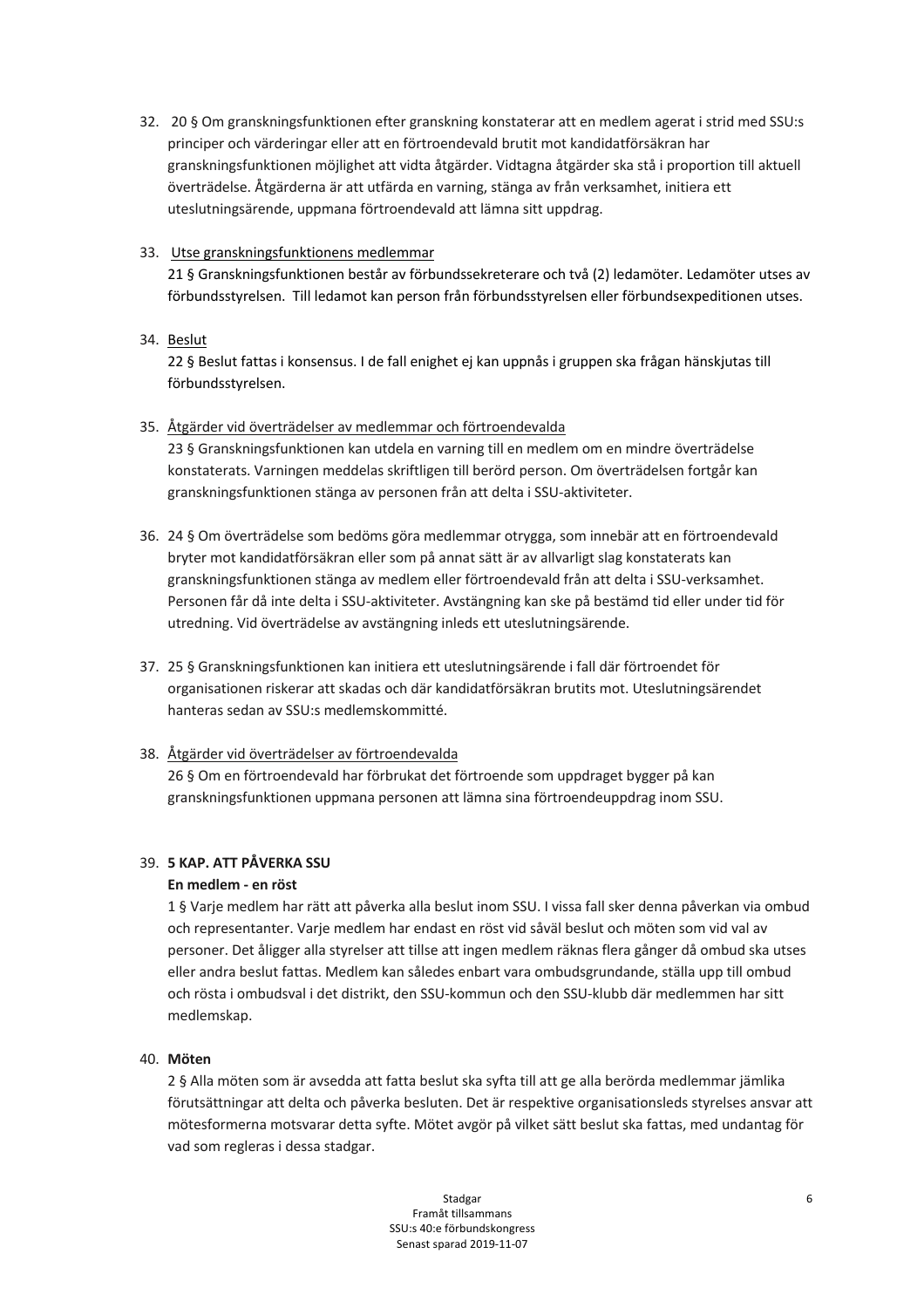32. 20 § Om granskningsfunktionen efter granskning konstaterar att en medlem agerat i strid med SSU:s principer och värderingar eller att en förtroendevald brutit mot kandidatförsäkran har granskningsfunktionen möjlighet att vidta åtgärder. Vidtagna åtgärder ska stå i proportion till aktuell överträdelse. Åtgärderna är att utfärda en varning, stänga av från verksamhet, initiera ett uteslutningsärende, uppmana förtroendevald att lämna sitt uppdrag.

33. <u>Utse granskningsfunktionens medlemmar</u>
    21 § Granskningsfunktionen består av förbundssekreterare och två (2) ledamöter. Ledamöter utses av förbundsstyrelsen. Till ledamot kan person från förbundsstyrelsen eller förbundsexpeditionen utses.

34. <u>Beslut</u>
    22 § Beslut fattas i konsensus. I de fall enighet ej kan uppnås i gruppen ska frågan hänskjutas till förbundsstyrelsen.

35. <u>Åtgärder vid överträdelser av medlemmar och förtroendevalda</u>
    23 § Granskningsfunktionen kan utdela en varning till en medlem om en mindre överträdelse konstaterats. Varningen meddelas skriftligen till berörd person. Om överträdelsen fortgår kan granskningsfunktionen stänga av personen från att delta i SSU-aktiviteter.

36. 24 § Om överträdelse som bedöms göra medlemmar otrygga, som innebär att en förtroendevald bryter mot kandidatförsäkran eller som på annat sätt är av allvarligt slag konstaterats kan granskningsfunktionen stänga av medlem eller förtroendevald från att delta i SSU-verksamhet. Personen får då inte delta i SSU-aktiviteter. Avstängning kan ske på bestämd tid eller under tid för utredning. Vid överträdelse av avstängning inleds ett uteslutningsärende.

37. 25 § Granskningsfunktionen kan initiera ett uteslutningsärende i fall där förtroendet för organisationen riskerar att skadas och där kandidatförsäkran brutits mot. Uteslutningsärendet hanteras sedan av SSU:s medlemskommitté.

38. <u>Åtgärder vid överträdelser av förtroendevalda</u>
    26 § Om en förtroendevald har förbrukat det förtroende som uppdraget bygger på kan granskningsfunktionen uppmana personen att lämna sina förtroendeuppdrag inom SSU.

39. **5 KAP. ATT PÅVERKA SSU**
    **En medlem - en röst**
    1 § Varje medlem har rätt att påverka alla beslut inom SSU. I vissa fall sker denna påverkan via ombud och representanter. Varje medlem har endast en röst vid såväl beslut och möten som vid val av personer. Det åligger alla styrelser att tillse att ingen medlem räknas flera gånger då ombud ska utses eller andra beslut fattas. Medlem kan således enbart vara ombudsgrundande, ställa upp till ombud och rösta i ombudsval i det distrikt, den SSU-kommun och den SSU-klubb där medlemmen har sitt medlemskap.

40. **Möten**
    2 § Alla möten som är avsedda att fatta beslut ska syfta till att ge alla berörda medlemmar jämlika förutsättningar att delta och påverka besluten. Det är respektive organisationsleds styrelses ansvar att mötesformerna motsvarar detta syfte. Mötet avgör på vilket sätt beslut ska fattas, med undantag för vad som regleras i dessa stadgar.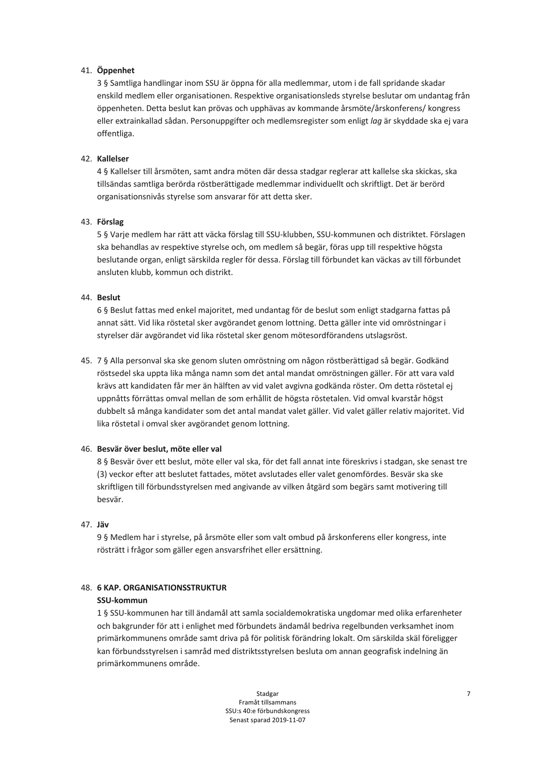41. **Öppenhet**

    3 § Samtliga handlingar inom SSU är öppna för alla medlemmar, utom i de fall spridande skadar enskild medlem eller organisationen. Respektive organisationsleds styrelse beslutar om undantag från öppenheten. Detta beslut kan prövas och upphävas av kommande årsmöte/årskonferens/ kongress eller extrainkallad sådan. Personuppgifter och medlemsregister som enligt *lag* är skyddade ska ej vara offentliga.

42. **Kallelser**

    4 § Kallelser till årsmöten, samt andra möten där dessa stadgar reglerar att kallelse ska skickas, ska tillsändas samtliga berörda röstberättigade medlemmar individuellt och skriftligt. Det är berörd organisationsnivås styrelse som ansvarar för att detta sker.

43. **Förslag**

    5 § Varje medlem har rätt att väcka förslag till SSU-klubben, SSU-kommunen och distriktet. Förslagen ska behandlas av respektive styrelse och, om medlem så begär, föras upp till respektive högsta beslutande organ, enligt särskilda regler för dessa. Förslag till förbundet kan väckas av till förbundet ansluten klubb, kommun och distrikt.

44. **Beslut**

    6 § Beslut fattas med enkel majoritet, med undantag för de beslut som enligt stadgarna fattas på annat sätt. Vid lika röstetal sker avgörandet genom lottning. Detta gäller inte vid omröstningar i styrelser där avgörandet vid lika röstetal sker genom mötesordförandens utslagsröst.

45. 7 § Alla personval ska ske genom sluten omröstning om någon röstberättigad så begär. Godkänd röstsedel ska uppta lika många namn som det antal mandat omröstningen gäller. För att vara vald krävs att kandidaten får mer än hälften av vid valet avgivna godkända röster. Om detta röstetal ej uppnåtts förrättas omval mellan de som erhållit de högsta röstetalen. Vid omval kvarstår högst dubbelt så många kandidater som det antal mandat valet gäller. Vid valet gäller relativ majoritet. Vid lika röstetal i omval sker avgörandet genom lottning.

46. **Besvär över beslut, möte eller val**

    8 § Besvär över ett beslut, möte eller val ska, för det fall annat inte föreskrivs i stadgan, ske senast tre (3) veckor efter att beslutet fattades, mötet avslutades eller valet genomfördes. Besvär ska ske skriftligen till förbundsstyrelsen med angivande av vilken åtgärd som begärs samt motivering till besvär.

47. **Jäv**

    9 § Medlem har i styrelse, på årsmöte eller som valt ombud på årskonferens eller kongress, inte rösträtt i frågor som gäller egen ansvarsfrihet eller ersättning.

48. **6 KAP. ORGANISATIONSSTRUKTUR**

    **SSU-kommun**

    1 § SSU-kommunen har till ändamål att samla socialdemokratiska ungdomar med olika erfarenheter och bakgrunder för att i enlighet med förbundets ändamål bedriva regelbunden verksamhet inom primärkommunens område samt driva på för politisk förändring lokalt. Om särskilda skäl föreligger kan förbundsstyrelsen i samråd med distriktsstyrelsen besluta om annan geografisk indelning än primärkommunens område.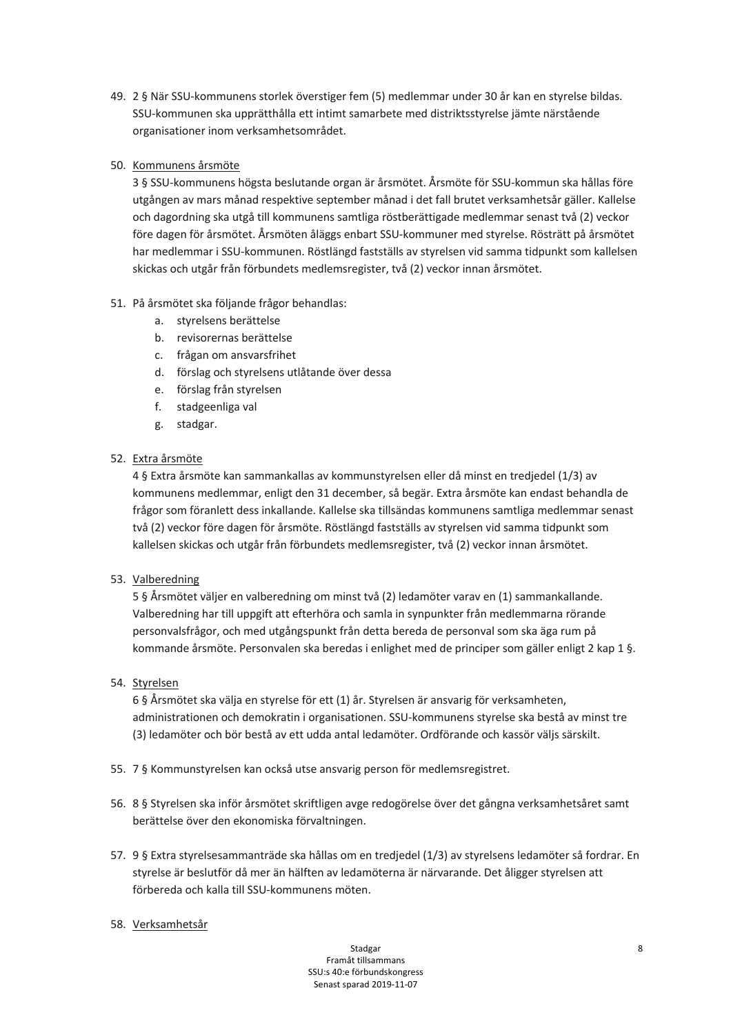49. 2 § När SSU-kommunens storlek överstiger fem (5) medlemmar under 30 år kan en styrelse bildas. SSU-kommunen ska upprätthålla ett intimt samarbete med distriktsstyrelse jämte närstående organisationer inom verksamhetsområdet.

50. <u>Kommunens årsmöte</u>
    3 § SSU-kommunens högsta beslutande organ är årsmötet. Årsmöte för SSU-kommun ska hållas före utgången av mars månad respektive september månad i det fall brutet verksamhetsår gäller. Kallelse och dagordning ska utgå till kommunens samtliga röstberättigade medlemmar senast två (2) veckor före dagen för årsmötet. Årsmöten åläggs enbart SSU-kommuner med styrelse. Rösträtt på årsmötet har medlemmar i SSU-kommunen. Röstlängd fastställs av styrelsen vid samma tidpunkt som kallelsen skickas och utgår från förbundets medlemsregister, två (2) veckor innan årsmötet.

51. På årsmötet ska följande frågor behandlas:
    a. styrelsens berättelse
    b. revisorernas berättelse
    c. frågan om ansvarsfrihet
    d. förslag och styrelsens utlåtande över dessa
    e. förslag från styrelsen
    f. stadgeenliga val
    g. stadgar.

52. <u>Extra årsmöte</u>
    4 § Extra årsmöte kan sammankallas av kommunstyrelsen eller då minst en tredjedel (1/3) av kommunens medlemmar, enligt den 31 december, så begär. Extra årsmöte kan endast behandla de frågor som föranlett dess inkallande. Kallelse ska tillsändas kommunens samtliga medlemmar senast två (2) veckor före dagen för årsmöte. Röstlängd fastställs av styrelsen vid samma tidpunkt som kallelsen skickas och utgår från förbundets medlemsregister, två (2) veckor innan årsmötet.

53. <u>Valberedning</u>
    5 § Årsmötet väljer en valberedning om minst två (2) ledamöter varav en (1) sammankallande. Valberedning har till uppgift att efterhöra och samla in synpunkter från medlemmarna rörande personalvalsfrågor, och med utgångspunkt från detta bereda de personval som ska äga rum på kommande årsmöte. Personvalen ska beredas i enlighet med de principer som gäller enligt 2 kap 1 §.

54. <u>Styrelsen</u>
    6 § Årsmötet ska välja en styrelse för ett (1) år. Styrelsen är ansvarig för verksamheten, administrationen och demokratin i organisationen. SSU-kommunens styrelse ska bestå av minst tre (3) ledamöter och bör bestå av ett udda antal ledamöter. Ordförande och kassör väljs särskilt.

55. 7 § Kommunstyrelsen kan också utse ansvarig person för medlemsregistret.

56. 8 § Styrelsen ska inför årsmötet skriftligen avge redogörelse över det gångna verksamhetsåret samt berättelse över den ekonomiska förvaltningen.

57. 9 § Extra styrelsesammanträde ska hållas om en tredjedel (1/3) av styrelsens ledamöter så fordrar. En styrelse är beslutför då mer än hälften av ledamöterna är närvarande. Det åligger styrelsen att förbereda och kalla till SSU-kommunens möten.

58. <u>Verksamhetsår</u>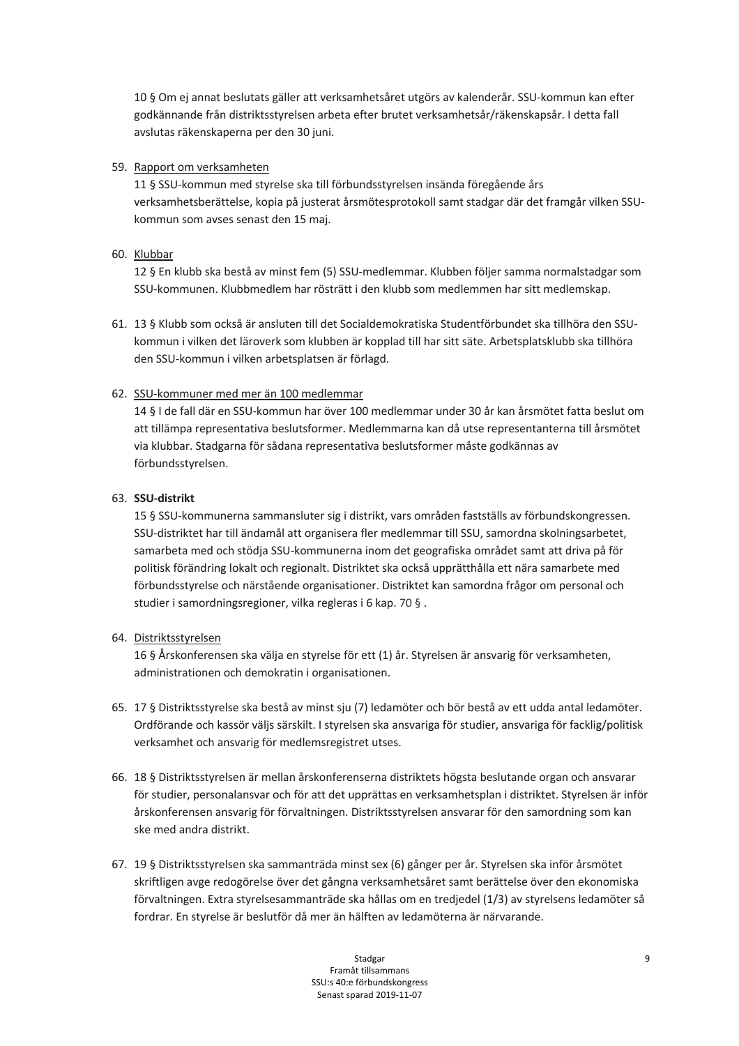10 § Om ej annat beslutats gäller att verksamhetsåret utgörs av kalenderår. SSU-kommun kan efter godkännande från distriktsstyrelsen arbeta efter brutet verksamhetsår/räkenskapsår. I detta fall avslutas räkenskaperna per den 30 juni.

59. Rapport om verksamheten

    11 § SSU-kommun med styrelse ska till förbundsstyrelsen insända föregående års verksamhetsberättelse, kopia på justerat årsmötesprotokoll samt stadgar där det framgår vilken SSU-kommun som avses senast den 15 maj.

60. Klubbar

    12 § En klubb ska bestå av minst fem (5) SSU-medlemmar. Klubben följer samma normalstadgar som SSU-kommunen. Klubbmedlem har rösträtt i den klubb som medlemmen har sitt medlemskap.

61. 13 § Klubb som också är ansluten till det Socialdemokratiska Studentförbundet ska tillhöra den SSU-kommun i vilken det läroverk som klubben är kopplad till har sitt säte. Arbetsplatsklubb ska tillhöra den SSU-kommun i vilken arbetsplatsen är förlagd.

62. SSU-kommuner med mer än 100 medlemmar

    14 § I de fall där en SSU-kommun har över 100 medlemmar under 30 år kan årsmötet fatta beslut om att tillämpa representativa beslutsformer. Medlemmarna kan då utse representanterna till årsmötet via klubbar. Stadgarna för sådana representativa beslutsformer måste godkännas av förbundsstyrelsen.

63. **SSU-distrikt**

    15 § SSU-kommunerna sammansluter sig i distrikt, vars områden fastställs av förbundskongressen. SSU-distriktet har till ändamål att organisera fler medlemmar till SSU, samordna skolningsarbetet, samarbeta med och stödja SSU-kommunerna inom det geografiska området samt att driva på för politisk förändring lokalt och regionalt. Distriktet ska också upprätthålla ett nära samarbete med förbundsstyrelse och närstående organisationer. Distriktet kan samordna frågor om personal och studier i samordningsregioner, vilka regleras i 6 kap. 70 § .

64. Distriktsstyrelsen

    16 § Årskonferensen ska välja en styrelse för ett (1) år. Styrelsen är ansvarig för verksamheten, administrationen och demokratin i organisationen.

65. 17 § Distriktsstyrelse ska bestå av minst sju (7) ledamöter och bör bestå av ett udda antal ledamöter. Ordförande och kassör väljs särskilt. I styrelsen ska ansvariga för studier, ansvariga för facklig/politisk verksamhet och ansvarig för medlemsregistret utses.

66. 18 § Distriktsstyrelsen är mellan årskonferenserna distriktets högsta beslutande organ och ansvarar för studier, personalansvar och för att det upprättas en verksamhetsplan i distriktet. Styrelsen är inför årskonferensen ansvarig för förvaltningen. Distriktsstyrelsen ansvarar för den samordning som kan ske med andra distrikt.

67. 19 § Distriktsstyrelsen ska sammanträda minst sex (6) gånger per år. Styrelsen ska inför årsmötet skriftligen avge redogörelse över det gångna verksamhetsåret samt berättelse över den ekonomiska förvaltningen. Extra styrelsesammanträde ska hållas om en tredjedel (1/3) av styrelsens ledamöter så fordrar. En styrelse är beslutför då mer än hälften av ledamöterna är närvarande.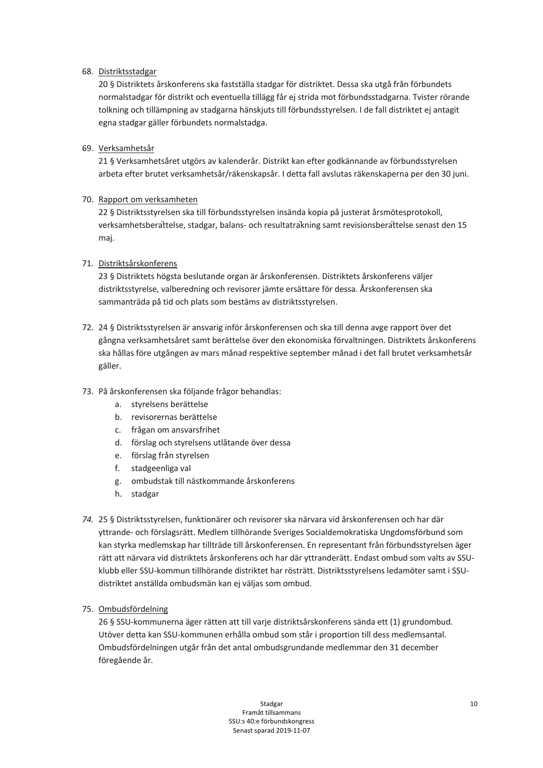68. Distriktsstadgar

    20 § Distriktets årskonferens ska fastställa stadgar för distriktet. Dessa ska utgå från förbundets normalstadgar för distrikt och eventuella tillägg får ej strida mot förbundsstadgarna. Tvister rörande tolkning och tillämpning av stadgarna hänskjuts till förbundsstyrelsen. I de fall distriktet ej antagit egna stadgar gäller förbundets normalstadga.

69. Verksamhetsår

    21 § Verksamhetsåret utgörs av kalenderår. Distrikt kan efter godkännande av förbundsstyrelsen arbeta efter brutet verksamhetsår/räkenskapsår. I detta fall avslutas räkenskaperna per den 30 juni.

70. Rapport om verksamheten

    22 § Distriktsstyrelsen ska till förbundsstyrelsen insända kopia på justerat årsmötesprotokoll, verksamhetsberättelse, stadgar, balans- och resultaträkning samt revisionsberättelse senast den 15 maj.

71. Distriktsårskonferens

    23 § Distriktets högsta beslutande organ är årskonferensen. Distriktets årskonferens väljer distriktsstyrelse, valberedning och revisorer jämte ersättare för dessa. Årskonferensen ska sammanträda på tid och plats som bestäms av distriktsstyrelsen.

72. 24 § Distriktsstyrelsen är ansvarig inför årskonferensen och ska till denna avge rapport över det gångna verksamhetsåret samt berättelse över den ekonomiska förvaltningen. Distriktets årskonferens ska hållas före utgången av mars månad respektive september månad i det fall brutet verksamhetsår gäller.

73. På årskonferensen ska följande frågor behandlas:
    a. styrelsens berättelse
    b. revisorernas berättelse
    c. frågan om ansvarsfrihet
    d. förslag och styrelsens utlåtande över dessa
    e. förslag från styrelsen
    f. stadgeenliga val
    g. ombudstak till nästkommande årskonferens
    h. stadgar

74. 25 § Distriktsstyrelsen, funktionärer och revisorer ska närvara vid årskonferensen och har där yttrande- och förslagsrätt. Medlem tillhörande Sveriges Socialdemokratiska Ungdomsförbund som kan styrka medlemskap har tillträde till årskonferensen. En representant från förbundsstyrelsen äger rätt att närvara vid distriktets årskonferens och har där yttranderätt. Endast ombud som valts av SSU-klubb eller SSU-kommun tillhörande distriktet har rösträtt. Distriktsstyrelsens ledamöter samt i SSU-distriktet anställda ombudsmän kan ej väljas som ombud.

75. Ombudsfördelning

    26 § SSU-kommunerna äger rätten att till varje distriktsårskonferens sända ett (1) grundombud. Utöver detta kan SSU-kommunen erhålla ombud som står i proportion till dess medlemsantal. Ombudsfördelningen utgår från det antal ombudsgrundande medlemmar den 31 december föregående år.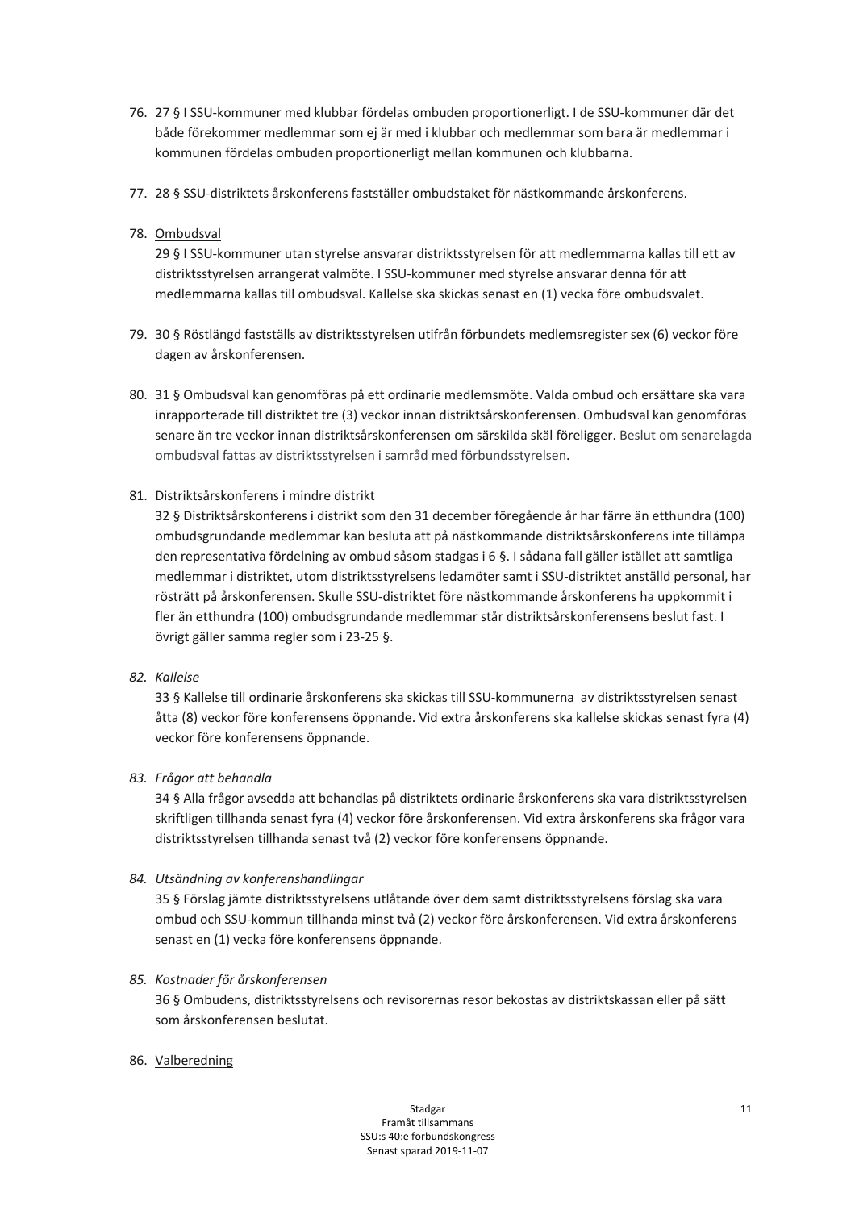76. 27 § I SSU-kommuner med klubbar fördelas ombuden proportionerligt. I de SSU-kommuner där det både förekommer medlemmar som ej är med i klubbar och medlemmar som bara är medlemmar i kommunen fördelas ombuden proportionerligt mellan kommunen och klubbarna.

77. 28 § SSU-distriktets årskonferens fastställer ombudstaket för nästkommande årskonferens.

78. <u>Ombudsval</u>
    29 § I SSU-kommuner utan styrelse ansvarar distriktsstyrelsen för att medlemmarna kallas till ett av distriktsstyrelsen arrangerat valmöte. I SSU-kommuner med styrelse ansvarar denna för att medlemmarna kallas till ombudsval. Kallelse ska skickas senast en (1) vecka före ombudsvalet.

79. 30 § Röstlängd fastställs av distriktsstyrelsen utifrån förbundets medlemsregister sex (6) veckor före dagen av årskonferensen.

80. 31 § Ombudsval kan genomföras på ett ordinarie medlemsmöte. Valda ombud och ersättare ska vara inrapporterade till distriktet tre (3) veckor innan distriktsårskonferensen. Ombudsval kan genomföras senare än tre veckor innan distriktsårskonferensen om särskilda skäl föreligger. Beslut om senarelagda ombudsval fattas av distriktsstyrelsen i samråd med förbundsstyrelsen.

81. <u>Distriktsårskonferens i mindre distrikt</u>
    32 § Distriktsårskonferens i distrikt som den 31 december föregående år har färre än etthundra (100) ombudsgrundande medlemmar kan besluta att på nästkommande distriktsårskonferens inte tillämpa den representativa fördelning av ombud såsom stadgas i 6 §. I sådana fall gäller istället att samtliga medlemmar i distriktet, utom distriktsstyrelsens ledamöter samt i SSU-distriktet anställd personal, har rösträtt på årskonferensen. Skulle SSU-distriktet före nästkommande årskonferens ha uppkommit i fler än etthundra (100) ombudsgrundande medlemmar står distriktsårskonferensens beslut fast. I övrigt gäller samma regler som i 23-25 §.

82. *Kallelse*
    33 § Kallelse till ordinarie årskonferens ska skickas till SSU-kommunerna av distriktsstyrelsen senast åtta (8) veckor före konferensens öppnande. Vid extra årskonferens ska kallelse skickas senast fyra (4) veckor före konferensens öppnande.

83. *Frågor att behandla*
    34 § Alla frågor avsedda att behandlas på distriktets ordinarie årskonferens ska vara distriktsstyrelsen skriftligen tillhanda senast fyra (4) veckor före årskonferensen. Vid extra årskonferens ska frågor vara distriktsstyrelsen tillhanda senast två (2) veckor före konferensens öppnande.

84. *Utsändning av konferenshandlingar*
    35 § Förslag jämte distriktsstyrelsens utlåtande över dem samt distriktsstyrelsens förslag ska vara ombud och SSU-kommun tillhanda minst två (2) veckor före årskonferensen. Vid extra årskonferens senast en (1) vecka före konferensens öppnande.

85. *Kostnader för årskonferensen*
    36 § Ombudens, distriktsstyrelsens och revisorernas resor bekostas av distriktskassan eller på sätt som årskonferensen beslutat.

86. <u>Valberedning</u>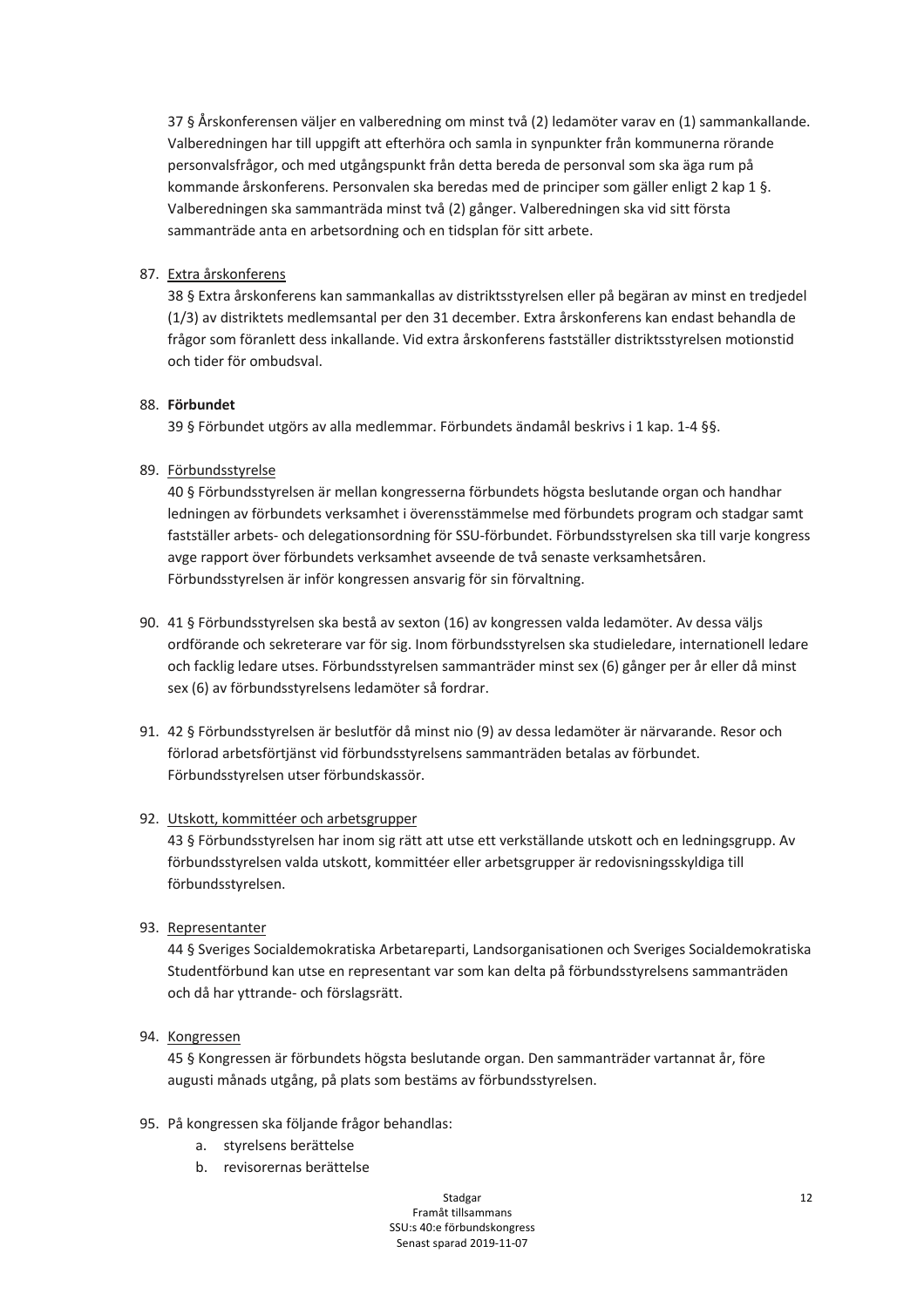37 § Årskonferensen väljer en valberedning om minst två (2) ledamöter varav en (1) sammankallande. Valberedningen har till uppgift att efterhöra och samla in synpunkter från kommunerna rörande personvalsfrågor, och med utgångspunkt från detta bereda de personval som ska äga rum på kommande årskonferens. Personvalen ska beredas med de principer som gäller enligt 2 kap 1 §. Valberedningen ska sammanträda minst två (2) gånger. Valberedningen ska vid sitt första sammanträde anta en arbetsordning och en tidsplan för sitt arbete.

87. Extra årskonferens

38 § Extra årskonferens kan sammankallas av distriktsstyrelsen eller på begäran av minst en tredjedel (1/3) av distriktets medlemsantal per den 31 december. Extra årskonferens kan endast behandla de frågor som föranlett dess inkallande. Vid extra årskonferens fastställer distriktsstyrelsen motionstid och tider för ombudsval.

88. **Förbundet**

39 § Förbundet utgörs av alla medlemmar. Förbundets ändamål beskrivs i 1 kap. 1-4 §§.

89. Förbundsstyrelse

40 § Förbundsstyrelsen är mellan kongresserna förbundets högsta beslutande organ och handhar ledningen av förbundets verksamhet i överensstämmelse med förbundets program och stadgar samt fastställer arbets- och delegationsordning för SSU-förbundet. Förbundsstyrelsen ska till varje kongress avge rapport över förbundets verksamhet avseende de två senaste verksamhetsåren. Förbundsstyrelsen är inför kongressen ansvarig för sin förvaltning.

90. 41 § Förbundsstyrelsen ska bestå av sexton (16) av kongressen valda ledamöter. Av dessa väljs ordförande och sekreterare var för sig. Inom förbundsstyrelsen ska studieledare, internationell ledare och facklig ledare utses. Förbundsstyrelsen sammanträder minst sex (6) gånger per år eller då minst sex (6) av förbundsstyrelsens ledamöter så fordrar.

91. 42 § Förbundsstyrelsen är beslutför då minst nio (9) av dessa ledamöter är närvarande. Resor och förlorad arbetsförtjänst vid förbundsstyrelsens sammanträden betalas av förbundet. Förbundsstyrelsen utser förbundskassör.

92. Utskott, kommittéer och arbetsgrupper

43 § Förbundsstyrelsen har inom sig rätt att utse ett verkställande utskott och en ledningsgrupp. Av förbundsstyrelsen valda utskott, kommittéer eller arbetsgrupper är redovisningsskyldiga till förbundsstyrelsen.

93. Representanter

44 § Sveriges Socialdemokratiska Arbetareparti, Landsorganisationen och Sveriges Socialdemokratiska Studentförbund kan utse en representant var som kan delta på förbundsstyrelsens sammanträden och då har yttrande- och förslagsrätt.

94. Kongressen

45 § Kongressen är förbundets högsta beslutande organ. Den sammanträder vartannat år, före augusti månads utgång, på plats som bestäms av förbundsstyrelsen.

95. På kongressen ska följande frågor behandlas:
    a. styrelsens berättelse
    b. revisorernas berättelse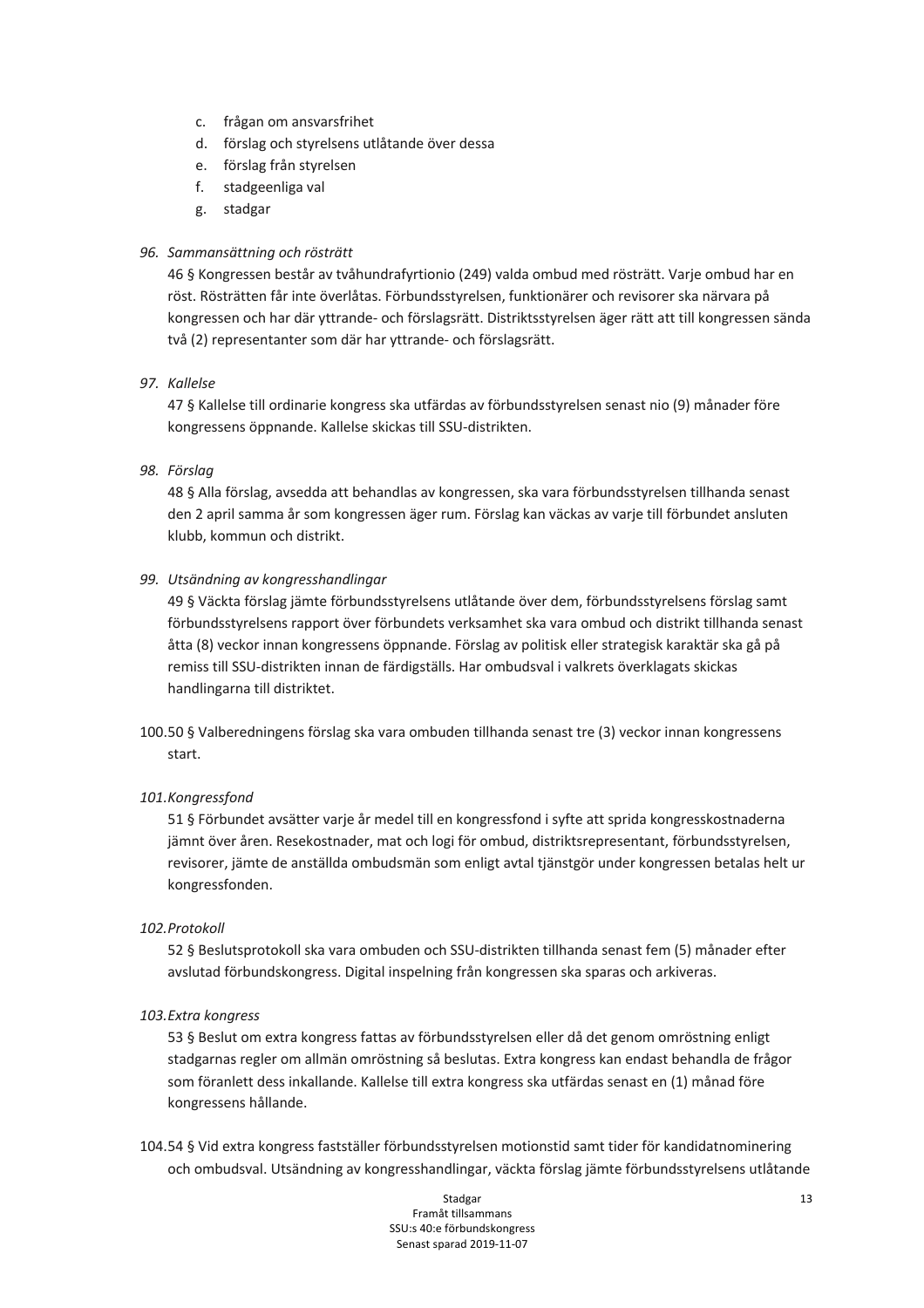c. frågan om ansvarsfrihet
d. förslag och styrelsens utlåtande över dessa
e. förslag från styrelsen
f. stadgeenliga val
g. stadgar

96. *Sammansättning och rösträtt*

46 § Kongressen består av tvåhundrafyrtionio (249) valda ombud med rösträtt. Varje ombud har en röst. Rösträtten får inte överlåtas. Förbundsstyrelsen, funktionärer och revisorer ska närvara på kongressen och har där yttrande- och förslagsrätt. Distriktsstyrelsen äger rätt att till kongressen sända två (2) representanter som där har yttrande- och förslagsrätt.

97. *Kallelse*

47 § Kallelse till ordinarie kongress ska utfärdas av förbundsstyrelsen senast nio (9) månader före kongressens öppnande. Kallelse skickas till SSU-distrikten.

98. *Förslag*

48 § Alla förslag, avsedda att behandlas av kongressen, ska vara förbundsstyrelsen tillhanda senast den 2 april samma år som kongressen äger rum. Förslag kan väckas av varje till förbundet ansluten klubb, kommun och distrikt.

99. *Utsändning av kongresshandlingar*

49 § Väckta förslag jämte förbundsstyrelsens utlåtande över dem, förbundsstyrelsens förslag samt förbundsstyrelsens rapport över förbundets verksamhet ska vara ombud och distrikt tillhanda senast åtta (8) veckor innan kongressens öppnande. Förslag av politisk eller strategisk karaktär ska gå på remiss till SSU-distrikten innan de färdigställs. Har ombudsval i valkrets överklagats skickas handlingarna till distriktet.

100. 50 § Valberedningens förslag ska vara ombuden tillhanda senast tre (3) veckor innan kongressens start.

101. *Kongressfond*

51 § Förbundet avsätter varje år medel till en kongressfond i syfte att sprida kongresskostnaderna jämnt över åren. Resekostnader, mat och logi för ombud, distriktsrepresentant, förbundsstyrelsen, revisorer, jämte de anställda ombudsmän som enligt avtal tjänstgör under kongressen betalas helt ur kongressfonden.

102. *Protokoll*

52 § Beslutsprotokoll ska vara ombuden och SSU-distrikten tillhanda senast fem (5) månader efter avslutad förbundskongress. Digital inspelning från kongressen ska sparas och arkiveras.

103. *Extra kongress*

53 § Beslut om extra kongress fattas av förbundsstyrelsen eller då det genom omröstning enligt stadgarnas regler om allmän omröstning så beslutas. Extra kongress kan endast behandla de frågor som föranlett dess inkallande. Kallelse till extra kongress ska utfärdas senast en (1) månad före kongressens hållande.

104. 54 § Vid extra kongress fastställer förbundsstyrelsen motionstid samt tider för kandidatnominering och ombudsval. Utsändning av kongresshandlingar, väckta förslag jämte förbundsstyrelsens utlåtande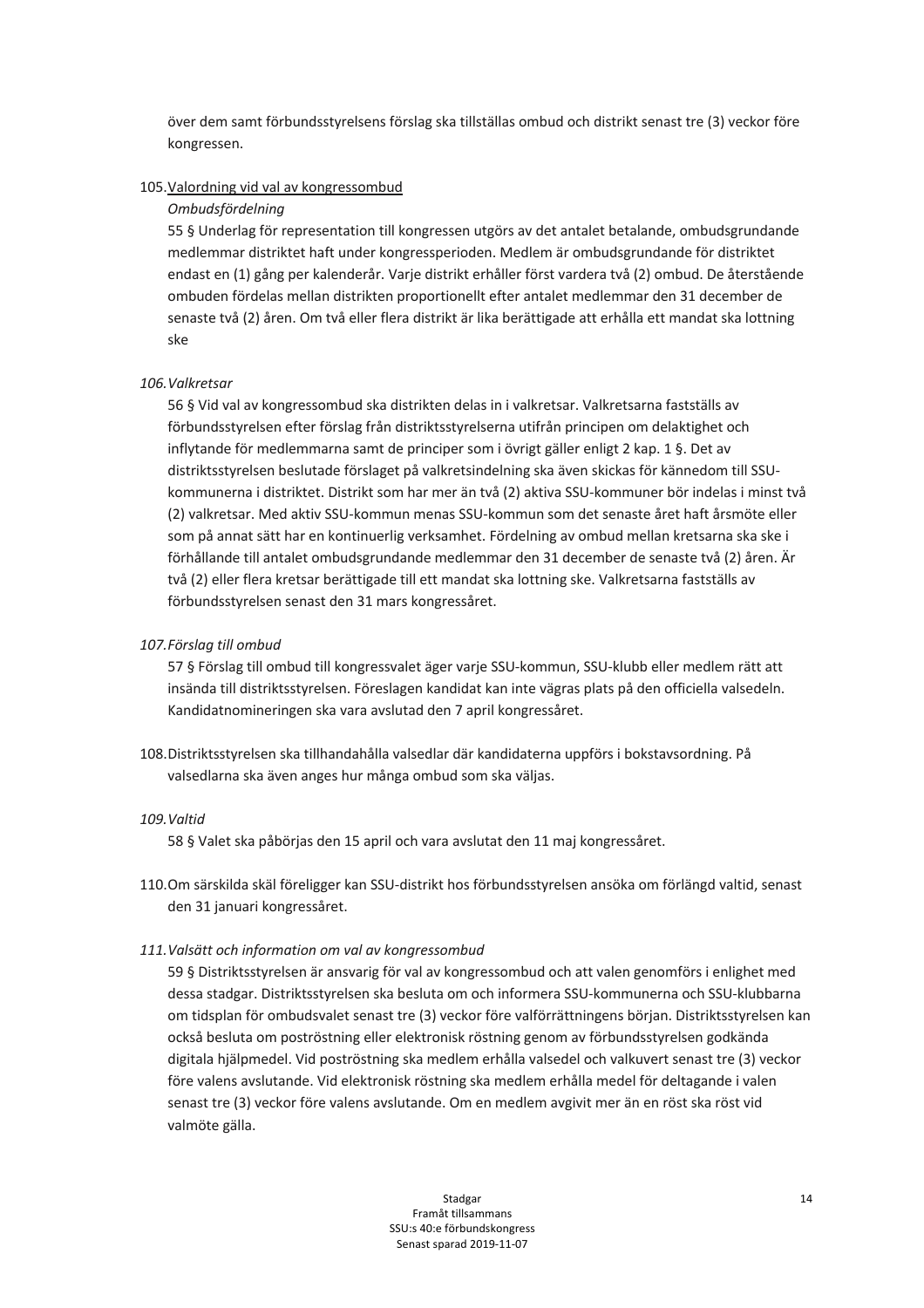över dem samt förbundsstyrelsens förslag ska tillställas ombud och distrikt senast tre (3) veckor före kongressen.

105. Valordning vid val av kongressombud

*Ombudsfördelning*

55 § Underlag för representation till kongressen utgörs av det antalet betalande, ombudsgrundande medlemmar distriktet haft under kongressperioden. Medlem är ombudsgrundande för distriktet endast en (1) gång per kalenderår. Varje distrikt erhåller först vardera två (2) ombud. De återstående ombuden fördelas mellan distrikten proportionellt efter antalet medlemmar den 31 december de senaste två (2) åren. Om två eller flera distrikt är lika berättigade att erhålla ett mandat ska lottning ske

106. *Valkretsar*

56 § Vid val av kongressombud ska distrikten delas in i valkretsar. Valkretsarna fastställs av förbundsstyrelsen efter förslag från distriktsstyrelserna utifrån principen om delaktighet och inflytande för medlemmarna samt de principer som i övrigt gäller enligt 2 kap. 1 §. Det av distriktsstyrelsen beslutade förslaget på valkretsindelning ska även skickas för kännedom till SSU-kommunerna i distriktet. Distrikt som har mer än två (2) aktiva SSU-kommuner bör indelas i minst två (2) valkretsar. Med aktiv SSU-kommun menas SSU-kommun som det senaste året haft årsmöte eller som på annat sätt har en kontinuerlig verksamhet. Fördelning av ombud mellan kretsarna ska ske i förhållande till antalet ombudsgrundande medlemmar den 31 december de senaste två (2) åren. Är två (2) eller flera kretsar berättigade till ett mandat ska lottning ske. Valkretsarna fastställs av förbundsstyrelsen senast den 31 mars kongressåret.

107. *Förslag till ombud*

57 § Förslag till ombud till kongressvalet äger varje SSU-kommun, SSU-klubb eller medlem rätt att insända till distriktsstyrelsen. Föreslagen kandidat kan inte vägras plats på den officiella valsedeln. Kandidatnomineringen ska vara avslutad den 7 april kongressåret.

108. Distriktsstyrelsen ska tillhandahålla valsedlar där kandidaterna uppförs i bokstavsordning. På valsedlarna ska även anges hur många ombud som ska väljas.

109. *Valtid*

58 § Valet ska påbörjas den 15 april och vara avslutat den 11 maj kongressåret.

110. Om särskilda skäl föreligger kan SSU-distrikt hos förbundsstyrelsen ansöka om förlängd valtid, senast den 31 januari kongressåret.

111. *Valsätt och information om val av kongressombud*

59 § Distriktsstyrelsen är ansvarig för val av kongressombud och att valen genomförs i enlighet med dessa stadgar. Distriktsstyrelsen ska besluta om och informera SSU-kommunerna och SSU-klubbarna om tidsplan för ombudsvalet senast tre (3) veckor före valförrättningens början. Distriktsstyrelsen kan också besluta om poströstning eller elektronisk röstning genom av förbundsstyrelsen godkända digitala hjälpmedel. Vid poströstning ska medlem erhålla valsedel och valkuvert senast tre (3) veckor före valens avslutande. Vid elektronisk röstning ska medlem erhålla medel för deltagande i valen senast tre (3) veckor före valens avslutande. Om en medlem avgivit mer än en röst ska röst vid valmöte gälla.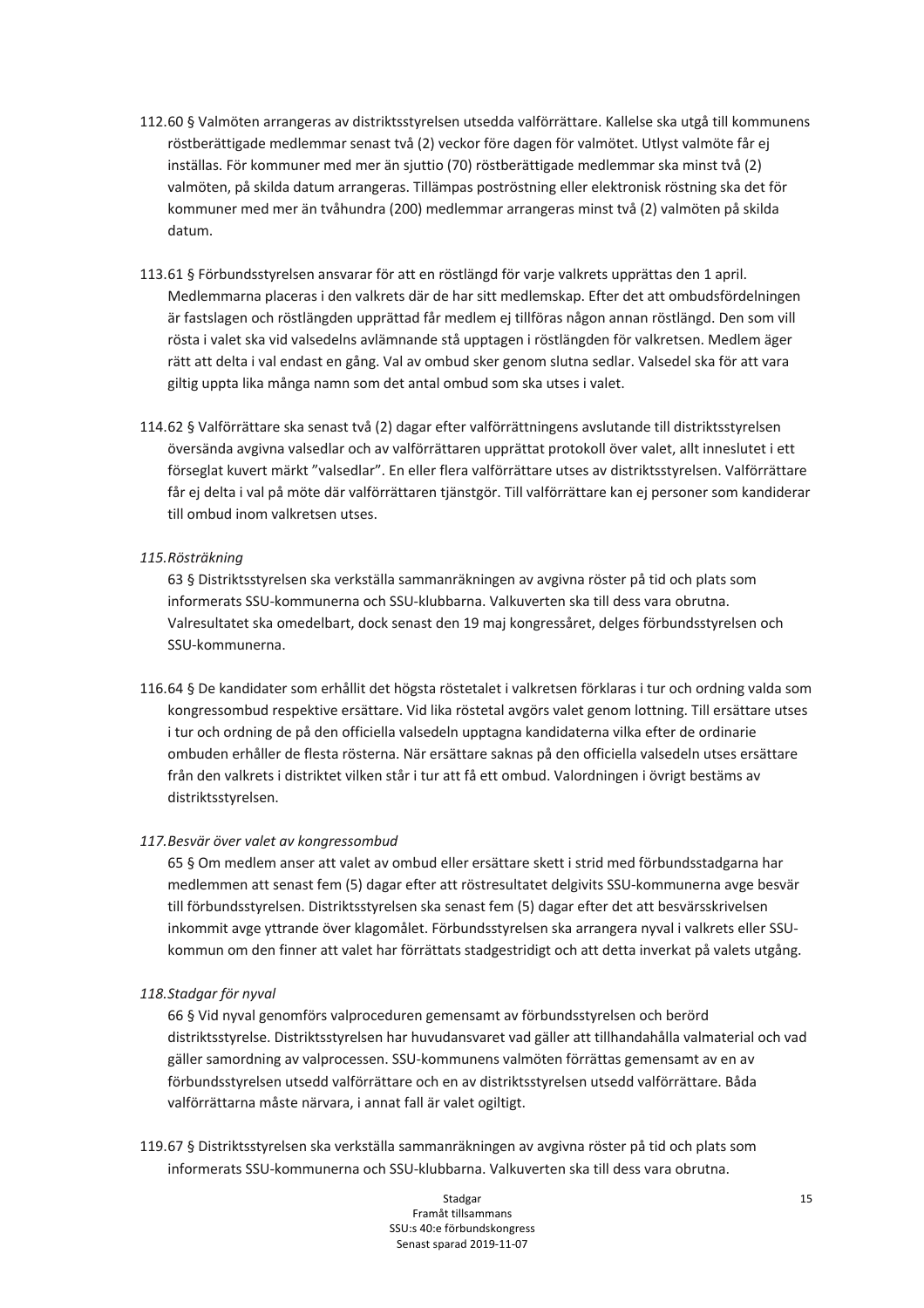112.60 § Valmöten arrangeras av distriktsstyrelsen utsedda valförrättare. Kallelse ska utgå till kommunens röstberättigade medlemmar senast två (2) veckor före dagen för valmötet. Utlyst valmöte får ej inställas. För kommuner med mer än sjuttio (70) röstberättigade medlemmar ska minst två (2) valmöten, på skilda datum arrangeras. Tillämpas poströstning eller elektronisk röstning ska det för kommuner med mer än tvåhundra (200) medlemmar arrangeras minst två (2) valmöten på skilda datum.

113.61 § Förbundsstyrelsen ansvarar för att en röstlängd för varje valkrets upprättas den 1 april. Medlemmarna placeras i den valkrets där de har sitt medlemskap. Efter det att ombudsfördelningen är fastslagen och röstlängden upprättad får medlem ej tillföras någon annan röstlängd. Den som vill rösta i valet ska vid valsedelns avlämnande stå upptagen i röstlängden för valkretsen. Medlem äger rätt att delta i val endast en gång. Val av ombud sker genom slutna sedlar. Valsedel ska för att vara giltig uppta lika många namn som det antal ombud som ska utses i valet.

114.62 § Valförrättare ska senast två (2) dagar efter valförrättningens avslutande till distriktsstyrelsen översända avgivna valsedlar och av valförrättaren upprättat protokoll över valet, allt inneslutet i ett förseglat kuvert märkt "valsedlar". En eller flera valförrättare utses av distriktsstyrelsen. Valförrättare får ej delta i val på möte där valförrättaren tjänstgör. Till valförrättare kan ej personer som kandiderar till ombud inom valkretsen utses.

*115.Rösträkning*

63 § Distriktsstyrelsen ska verkställa sammanräkningen av avgivna röster på tid och plats som informerats SSU-kommunerna och SSU-klubbarna. Valkuverten ska till dess vara obrutna. Valresultatet ska omedelbart, dock senast den 19 maj kongressåret, delges förbundsstyrelsen och SSU-kommunerna.

116.64 § De kandidater som erhållit det högsta röstetalet i valkretsen förklaras i tur och ordning valda som kongressombud respektive ersättare. Vid lika röstetal avgörs valet genom lottning. Till ersättare utses i tur och ordning de på den officiella valsedeln upptagna kandidaterna vilka efter de ordinarie ombuden erhåller de flesta rösterna. När ersättare saknas på den officiella valsedeln utses ersättare från den valkrets i distriktet vilken står i tur att få ett ombud. Valordningen i övrigt bestäms av distriktsstyrelsen.

*117.Besvär över valet av kongressombud*

65 § Om medlem anser att valet av ombud eller ersättare skett i strid med förbundsstadgarna har medlemmen att senast fem (5) dagar efter att röstresultatet delgivits SSU-kommunerna avge besvär till förbundsstyrelsen. Distriktsstyrelsen ska senast fem (5) dagar efter det att besvärsskrivelsen inkommit avge yttrande över klagomålet. Förbundsstyrelsen ska arrangera nyval i valkrets eller SSU-kommun om den finner att valet har förrättats stadgestridigt och att detta inverkat på valets utgång.

*118.Stadgar för nyval*

66 § Vid nyval genomförs valproceduren gemensamt av förbundsstyrelsen och berörd distriktsstyrelse. Distriktsstyrelsen har huvudansvaret vad gäller att tillhandahålla valmaterial och vad gäller samordning av valprocessen. SSU-kommunens valmöten förrättas gemensamt av en av förbundsstyrelsen utsedd valförrättare och en av distriktsstyrelsen utsedd valförrättare. Båda valförrättarna måste närvara, i annat fall är valet ogiltigt.

119.67 § Distriktsstyrelsen ska verkställa sammanräkningen av avgivna röster på tid och plats som informerats SSU-kommunerna och SSU-klubbarna. Valkuverten ska till dess vara obrutna.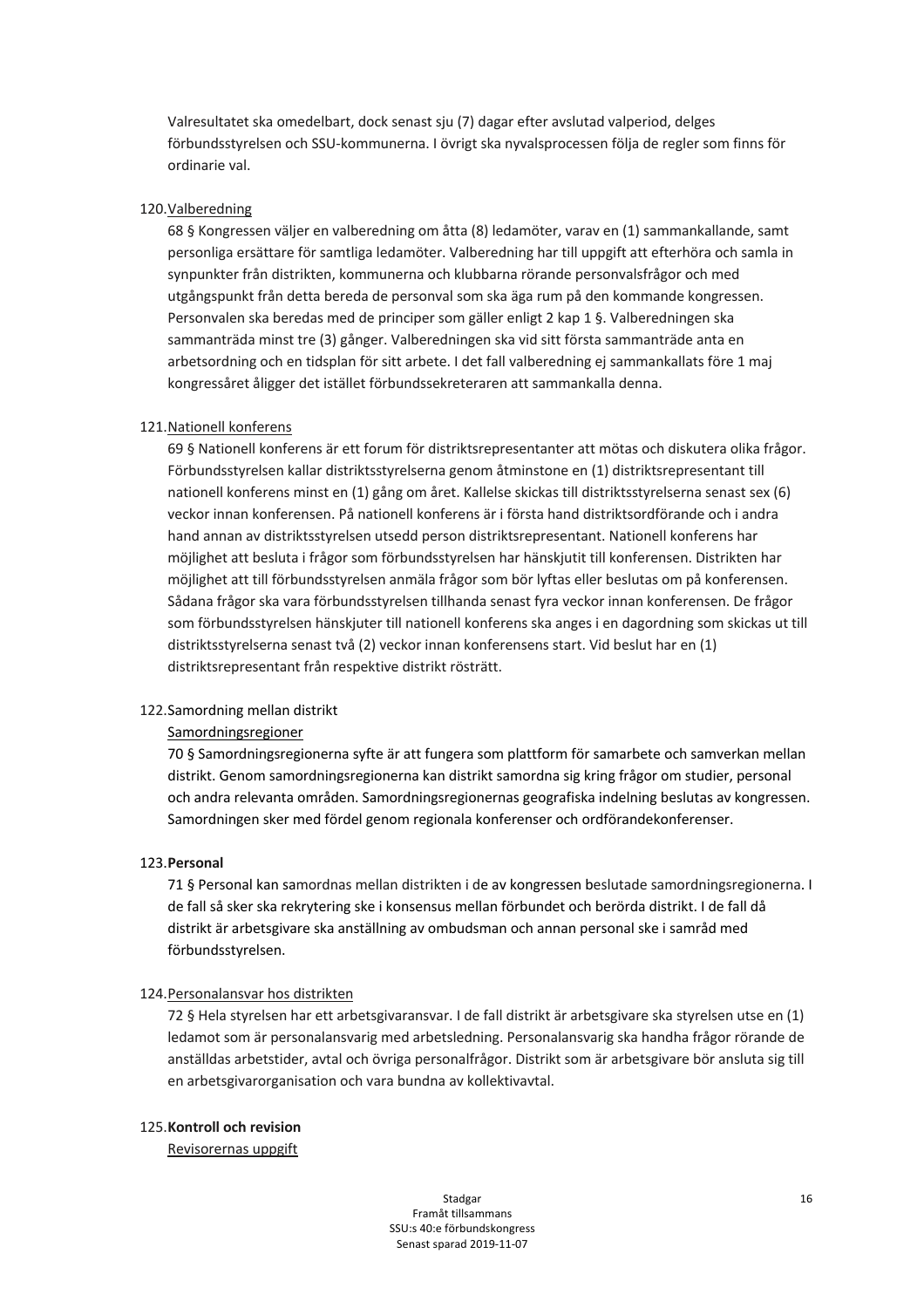Valresultatet ska omedelbart, dock senast sju (7) dagar efter avslutad valperiod, delges förbundsstyrelsen och SSU-kommunerna. I övrigt ska nyvalsprocessen följa de regler som finns för ordinarie val.

120. <u>Valberedning</u>

68 § Kongressen väljer en valberedning om åtta (8) ledamöter, varav en (1) sammankallande, samt personliga ersättare för samtliga ledamöter. Valberedning har till uppgift att efterhöra och samla in synpunkter från distrikten, kommunerna och klubbarna rörande personvalsfrågor och med utgångspunkt från detta bereda de personval som ska äga rum på den kommande kongressen. Personvalen ska beredas med de principer som gäller enligt 2 kap 1 §. Valberedningen ska sammanträda minst tre (3) gånger. Valberedningen ska vid sitt första sammanträde anta en arbetsordning och en tidsplan för sitt arbete. I det fall valberedning ej sammankallats före 1 maj kongressåret åligger det istället förbundssekreteraren att sammankalla denna.

121. <u>Nationell konferens</u>

69 § Nationell konferens är ett forum för distriktsrepresentanter att mötas och diskutera olika frågor. Förbundsstyrelsen kallar distriktsstyrelserna genom åtminstone en (1) distriktsrepresentant till nationell konferens minst en (1) gång om året. Kallelse skickas till distriktsstyrelserna senast sex (6) veckor innan konferensen. På nationell konferens är i första hand distriktsordförande och i andra hand annan av distriktsstyrelsen utsedd person distriktsrepresentant. Nationell konferens har möjlighet att besluta i frågor som förbundsstyrelsen har hänskjutit till konferensen. Distrikten har möjlighet att till förbundsstyrelsen anmäla frågor som bör lyftas eller beslutas om på konferensen. Sådana frågor ska vara förbundsstyrelsen tillhanda senast fyra veckor innan konferensen. De frågor som förbundsstyrelsen hänskjuter till nationell konferens ska anges i en dagordning som skickas ut till distriktsstyrelserna senast två (2) veckor innan konferensens start. Vid beslut har en (1) distriktsrepresentant från respektive distrikt rösträtt.

122. Samordning mellan distrikt

<u>Samordningsregioner</u>

70 § Samordningsregionerna syfte är att fungera som plattform för samarbete och samverkan mellan distrikt. Genom samordningsregionerna kan distrikt samordna sig kring frågor om studier, personal och andra relevanta områden. Samordningsregionernas geografiska indelning beslutas av kongressen. Samordningen sker med fördel genom regionala konferenser och ordförandekonferenser.

123. **Personal**

71 § Personal kan samordnas mellan distrikten i de av kongressen beslutade samordningsregionerna. I de fall så sker ska rekrytering ske i konsensus mellan förbundet och berörda distrikt. I de fall då distrikt är arbetsgivare ska anställning av ombudsman och annan personal ske i samråd med förbundsstyrelsen.

124. <u>Personalansvar hos distrikten</u>

72 § Hela styrelsen har ett arbetsgivaransvar. I de fall distrikt är arbetsgivare ska styrelsen utse en (1) ledamot som är personalansvarig med arbetsledning. Personalansvarig ska handha frågor rörande de anställdas arbetstider, avtal och övriga personalfrågor. Distrikt som är arbetsgivare bör ansluta sig till en arbetsgivarorganisation och vara bundna av kollektivavtal.

125. **Kontroll och revision**

<u>Revisorernas uppgift</u>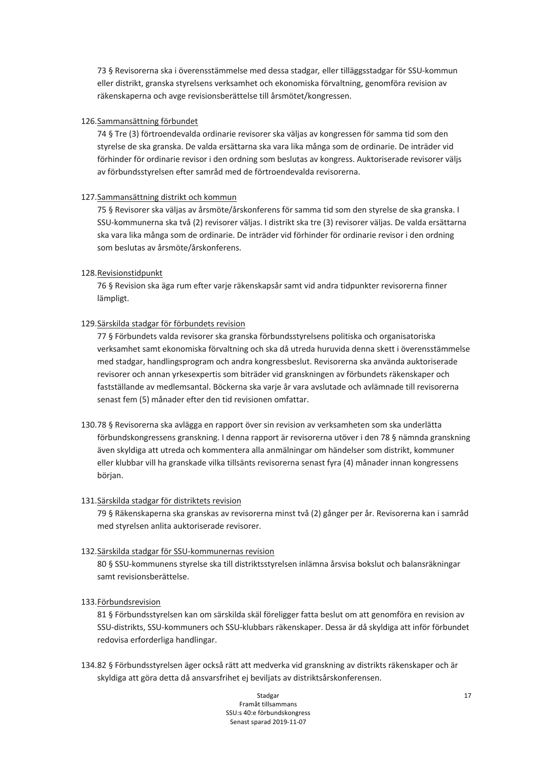73 § Revisorerna ska i överensstämmelse med dessa stadgar, eller tilläggsstadgar för SSU-kommun eller distrikt, granska styrelsens verksamhet och ekonomiska förvaltning, genomföra revision av räkenskaperna och avge revisionsberättelse till årsmötet/kongressen.

126. <u>Sammansättning förbundet</u>

74 § Tre (3) förtroendevalda ordinarie revisorer ska väljas av kongressen för samma tid som den styrelse de ska granska. De valda ersättarna ska vara lika många som de ordinarie. De inträder vid förhinder för ordinarie revisor i den ordning som beslutas av kongress. Auktoriserade revisorer väljs av förbundsstyrelsen efter samråd med de förtroendevalda revisorerna.

127. <u>Sammansättning distrikt och kommun</u>

75 § Revisorer ska väljas av årsmöte/årskonferens för samma tid som den styrelse de ska granska. I SSU-kommunerna ska två (2) revisorer väljas. I distrikt ska tre (3) revisorer väljas. De valda ersättarna ska vara lika många som de ordinarie. De inträder vid förhinder för ordinarie revisor i den ordning som beslutas av årsmöte/årskonferens.

128. <u>Revisionstidpunkt</u>

76 § Revision ska äga rum efter varje räkenskapsår samt vid andra tidpunkter revisorerna finner lämpligt.

129. <u>Särskilda stadgar för förbundets revision</u>

77 § Förbundets valda revisorer ska granska förbundsstyrelsens politiska och organisatoriska verksamhet samt ekonomiska förvaltning och ska då utreda huruvida denna skett i överensstämmelse med stadgar, handlingsprogram och andra kongressbeslut. Revisorerna ska använda auktoriserade revisorer och annan yrkesexpertis som biträder vid granskningen av förbundets räkenskaper och fastställande av medlemsantal. Böckerna ska varje år vara avslutade och avlämnade till revisorerna senast fem (5) månader efter den tid revisionen omfattar.

130. 78 § Revisorerna ska avlägga en rapport över sin revision av verksamheten som ska underlätta förbundskongressens granskning. I denna rapport är revisorerna utöver i den 78 § nämnda granskning även skyldiga att utreda och kommentera alla anmälningar om händelser som distrikt, kommuner eller klubbar vill ha granskade vilka tillsänts revisorerna senast fyra (4) månader innan kongressens början.

131. <u>Särskilda stadgar för distriktets revision</u>

79 § Räkenskaperna ska granskas av revisorerna minst två (2) gånger per år. Revisorerna kan i samråd med styrelsen anlita auktoriserade revisorer.

132. <u>Särskilda stadgar för SSU-kommunernas revision</u>

80 § SSU-kommunens styrelse ska till distriktsstyrelsen inlämna årsvisa bokslut och balansräkningar samt revisionsberättelse.

133. <u>Förbundsrevision</u>

81 § Förbundsstyrelsen kan om särskilda skäl föreligger fatta beslut om att genomföra en revision av SSU-distrikts, SSU-kommuners och SSU-klubbars räkenskaper. Dessa är då skyldiga att inför förbundet redovisa erforderliga handlingar.

134. 82 § Förbundsstyrelsen äger också rätt att medverka vid granskning av distrikts räkenskaper och är skyldiga att göra detta då ansvarsfrihet ej beviljats av distriktsårskonferensen.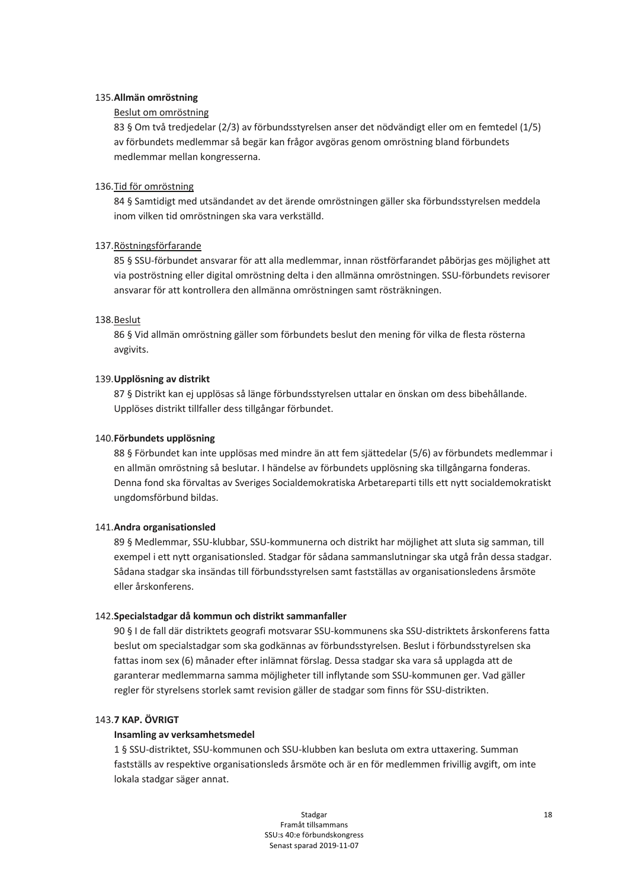135.**Allmän omröstning**

Beslut om omröstning

83 § Om två tredjedelar (2/3) av förbundsstyrelsen anser det nödvändigt eller om en femtedel (1/5) av förbundets medlemmar så begär kan frågor avgöras genom omröstning bland förbundets medlemmar mellan kongresserna.

136.Tid för omröstning

84 § Samtidigt med utsändandet av det ärende omröstningen gäller ska förbundsstyrelsen meddela inom vilken tid omröstningen ska vara verkställd.

137.Röstningsförfarande

85 § SSU-förbundet ansvarar för att alla medlemmar, innan röstförfarandet påbörjas ges möjlighet att via poströstning eller digital omröstning delta i den allmänna omröstningen. SSU-förbundets revisorer ansvarar för att kontrollera den allmänna omröstningen samt rösträkningen.

138.Beslut

86 § Vid allmän omröstning gäller som förbundets beslut den mening för vilka de flesta rösterna avgivits.

139.**Upplösning av distrikt**

87 § Distrikt kan ej upplösas så länge förbundsstyrelsen uttalar en önskan om dess bibehållande. Upplöses distrikt tillfaller dess tillgångar förbundet.

140.**Förbundets upplösning**

88 § Förbundet kan inte upplösas med mindre än att fem sjättedelar (5/6) av förbundets medlemmar i en allmän omröstning så beslutar. I händelse av förbundets upplösning ska tillgångarna fonderas. Denna fond ska förvaltas av Sveriges Socialdemokratiska Arbetareparti tills ett nytt socialdemokratiskt ungdomsförbund bildas.

141.**Andra organisationsled**

89 § Medlemmar, SSU-klubbar, SSU-kommunerna och distrikt har möjlighet att sluta sig samman, till exempel i ett nytt organisationsled. Stadgar för sådana sammanslutningar ska utgå från dessa stadgar. Sådana stadgar ska insändas till förbundsstyrelsen samt fastställas av organisationsledens årsmöte eller årskonferens.

142.**Specialstadgar då kommun och distrikt sammanfaller**

90 § I de fall där distriktets geografi motsvarar SSU-kommunens ska SSU-distriktets årskonferens fatta beslut om specialstadgar som ska godkännas av förbundsstyrelsen. Beslut i förbundsstyrelsen ska fattas inom sex (6) månader efter inlämnat förslag. Dessa stadgar ska vara så upplagda att de garanterar medlemmarna samma möjligheter till inflytande som SSU-kommunen ger. Vad gäller regler för styrelsens storlek samt revision gäller de stadgar som finns för SSU-distrikten.

143.**7 KAP. ÖVRIGT**

**Insamling av verksamhetsmedel**

1 § SSU-distriktet, SSU-kommunen och SSU-klubben kan besluta om extra uttaxering. Summan fastställs av respektive organisationsleds årsmöte och är en för medlemmen frivillig avgift, om inte lokala stadgar säger annat.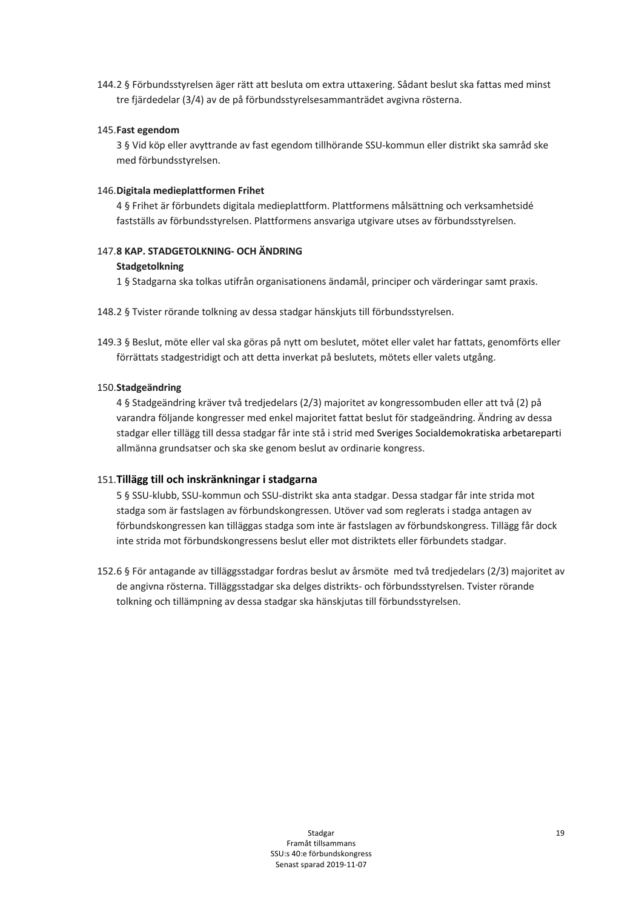144.2 § Förbundsstyrelsen äger rätt att besluta om extra uttaxering. Sådant beslut ska fattas med minst tre fjärdedelar (3/4) av de på förbundsstyrelsesammanträdet avgivna rösterna.

145.**Fast egendom**

3 § Vid köp eller avyttrande av fast egendom tillhörande SSU-kommun eller distrikt ska samråd ske med förbundsstyrelsen.

146.**Digitala medieplattformen Frihet**

4 § Frihet är förbundets digitala medieplattform. Plattformens målsättning och verksamhetsidé fastställs av förbundsstyrelsen. Plattformens ansvariga utgivare utses av förbundsstyrelsen.

147.**8 KAP. STADGETOLKNING- OCH ÄNDRING**

**Stadgetolkning**

1 § Stadgarna ska tolkas utifrån organisationens ändamål, principer och värderingar samt praxis.

148.2 § Tvister rörande tolkning av dessa stadgar hänskjuts till förbundsstyrelsen.

149.3 § Beslut, möte eller val ska göras på nytt om beslutet, mötet eller valet har fattats, genomförts eller förrättats stadgestridigt och att detta inverkat på beslutets, mötets eller valets utgång.

150.**Stadgeändring**

4 § Stadgeändring kräver två tredjedelars (2/3) majoritet av kongressombuden eller att två (2) på varandra följande kongresser med enkel majoritet fattat beslut för stadgeändring. Ändring av dessa stadgar eller tillägg till dessa stadgar får inte stå i strid med Sveriges Socialdemokratiska arbetareparti allmänna grundsatser och ska ske genom beslut av ordinarie kongress.

151.**Tillägg till och inskränkningar i stadgarna**

5 § SSU-klubb, SSU-kommun och SSU-distrikt ska anta stadgar. Dessa stadgar får inte strida mot stadga som är fastslagen av förbundskongressen. Utöver vad som reglerats i stadga antagen av förbundskongressen kan tilläggas stadga som inte är fastslagen av förbundskongress. Tillägg får dock inte strida mot förbundskongressens beslut eller mot distriktets eller förbundets stadgar.

152.6 § För antagande av tilläggsstadgar fordras beslut av årsmöte med två tredjedelars (2/3) majoritet av de angivna rösterna. Tilläggsstadgar ska delges distrikts- och förbundsstyrelsen. Tvister rörande tolkning och tillämpning av dessa stadgar ska hänskjutas till förbundsstyrelsen.